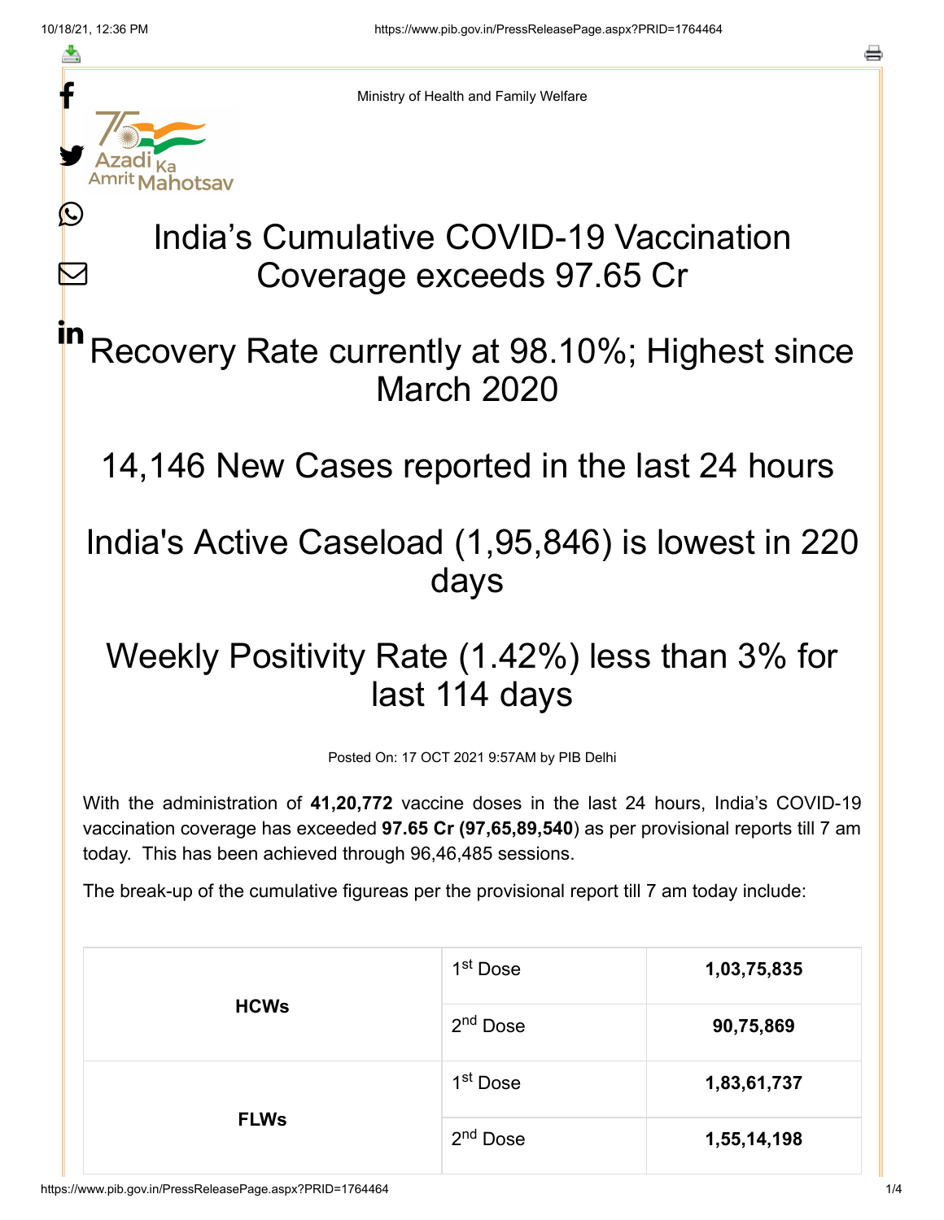Ministry of Health and Family Welfare

# India's Cumulative COVID-19 Vaccination Coverage exceeds 97.65 Cr

## Recovery Rate currently at 98.10%; Highest since March 2020

## 14,146 New Cases reported in the last 24 hours

## India's Active Caseload (1,95,846) is lowest in 220 days

## Weekly Positivity Rate (1.42%) less than 3% for last 114 days

Posted On: 17 OCT 2021 9:57AM by PIB Delhi

With the administration of **41,20,772** vaccine doses in the last 24 hours, India's COVID-19 vaccination coverage has exceeded **97.65 Cr (97,65,89,540**) as per provisional reports till 7 am today. This has been achieved through 96,46,485 sessions.

The break-up of the cumulative figureas per the provisional report till 7 am today include:

| | | |
|---|---|---|
| **HCWs** | 1st Dose | **1,03,75,835** |
| | 2nd Dose | **90,75,869** |
| **FLWs** | 1st Dose | **1,83,61,737** |
| | 2nd Dose | **1,55,14,198** |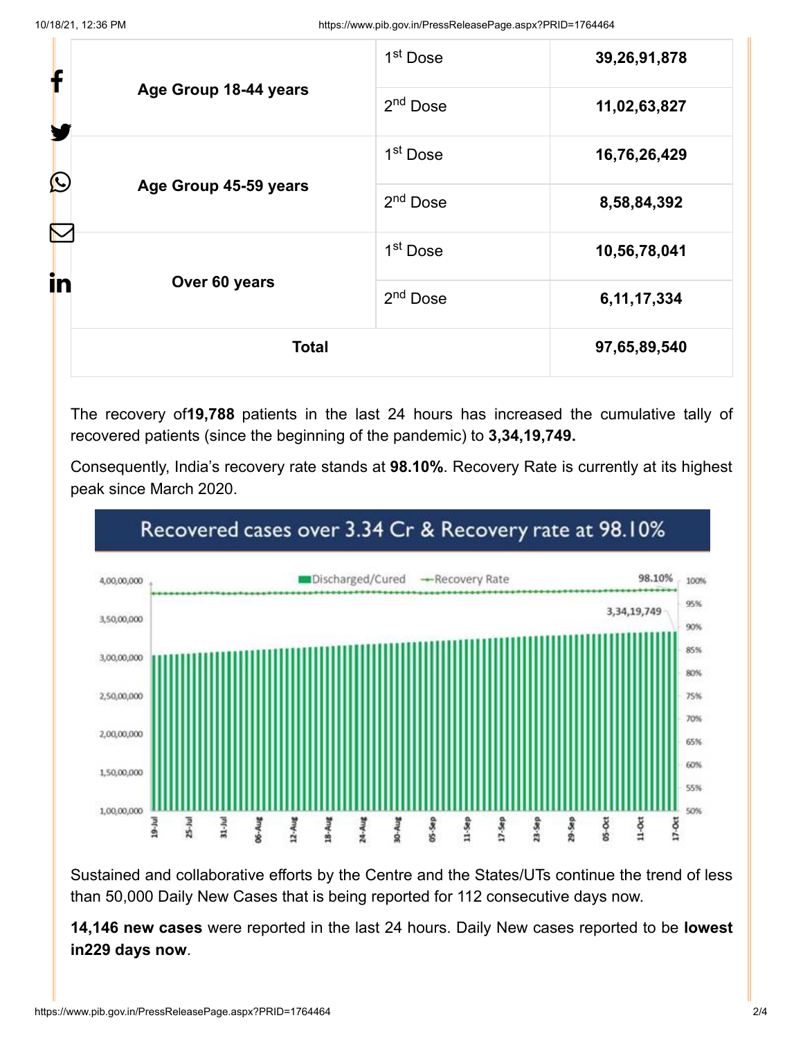| | | |
|---|---|---|
| Age Group 18-44 years | 1st Dose | **39,26,91,878** |
| | 2nd Dose | **11,02,63,827** |
| Age Group 45-59 years | 1st Dose | **16,76,26,429** |
| | 2nd Dose | **8,58,84,392** |
| Over 60 years | 1st Dose | **10,56,78,041** |
| | 2nd Dose | **6,11,17,334** |
| **Total** | | **97,65,89,540** |

The recovery of**19,788** patients in the last 24 hours has increased the cumulative tally of recovered patients (since the beginning of the pandemic) to **3,34,19,749.**

Consequently, India's recovery rate stands at **98.10%**. Recovery Rate is currently at its highest peak since March 2020.

Sustained and collaborative efforts by the Centre and the States/UTs continue the trend of less than 50,000 Daily New Cases that is being reported for 112 consecutive days now.

**14,146 new cases** were reported in the last 24 hours. Daily New cases reported to be **lowest in229 days now**.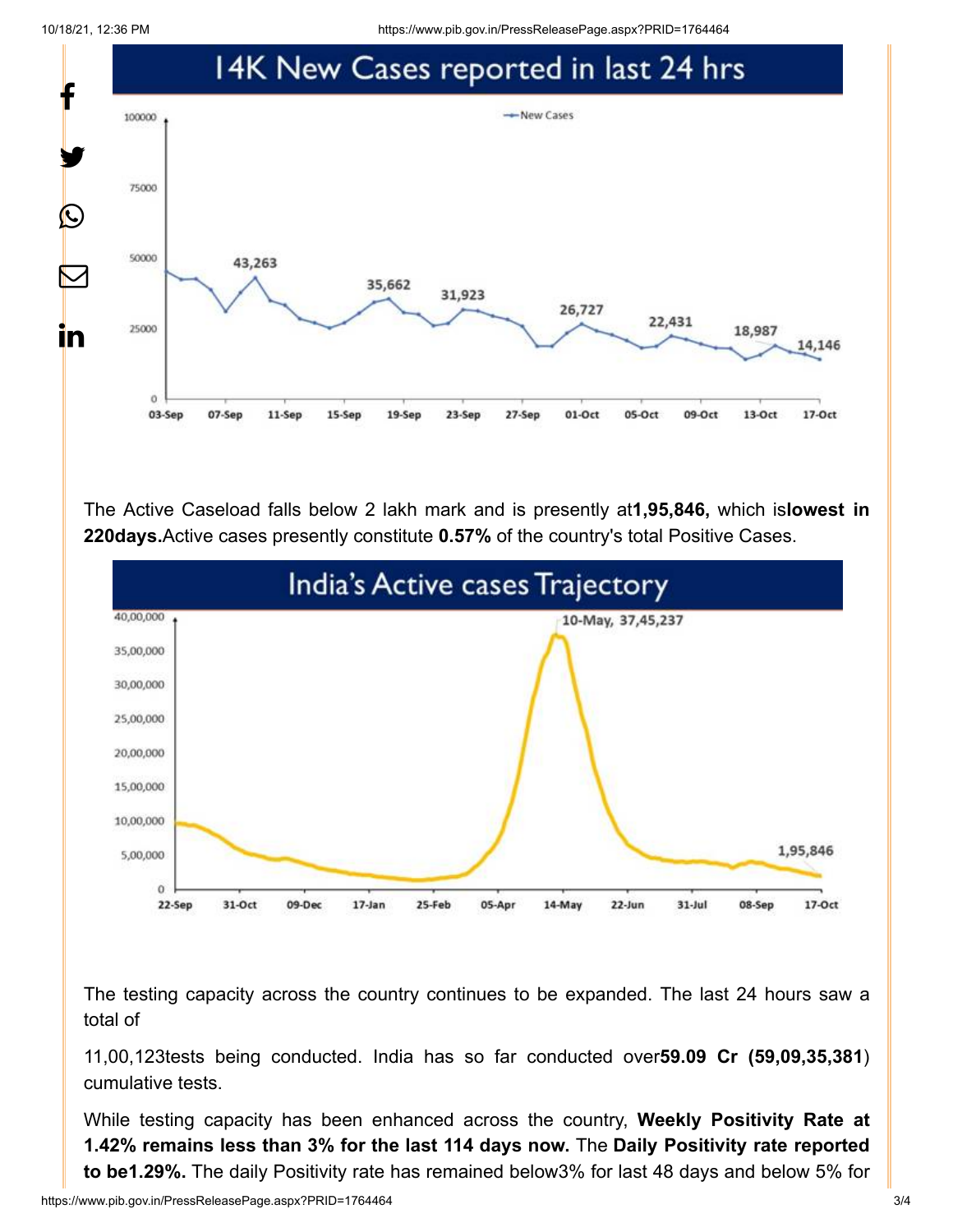## 14K New Cases reported in last 24 hrs

The Active Caseload falls below 2 lakh mark and is presently at**1,95,846,** which is**lowest in 220days.**Active cases presently constitute **0.57%** of the country's total Positive Cases.

## India's Active cases Trajectory

The testing capacity across the country continues to be expanded. The last 24 hours saw a total of

11,00,123tests being conducted. India has so far conducted over**59.09 Cr (59,09,35,381**) cumulative tests.

While testing capacity has been enhanced across the country, **Weekly Positivity Rate at 1.42% remains less than 3% for the last 114 days now.** The **Daily Positivity rate reported to be1.29%.** The daily Positivity rate has remained below3% for last 48 days and below 5% for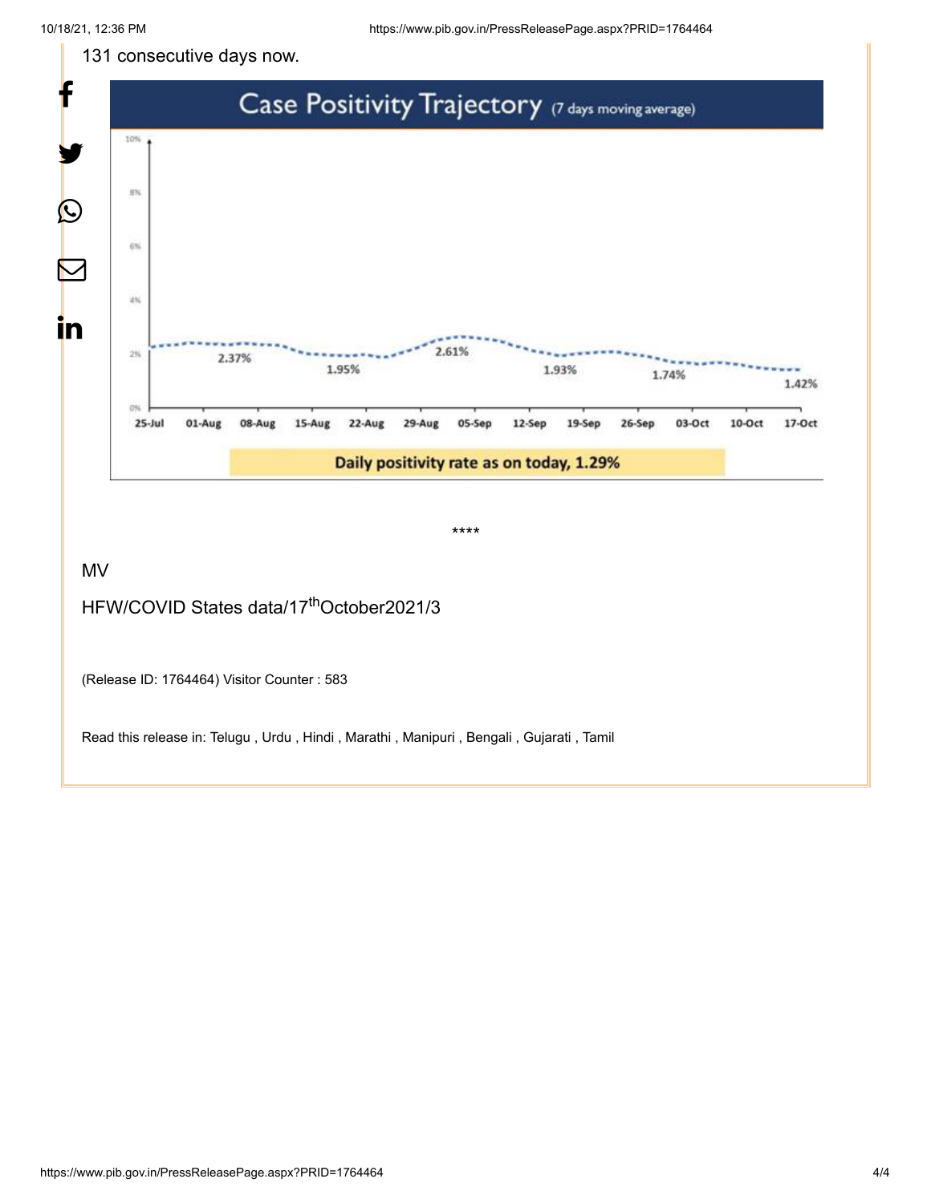131 consecutive days now.

Case Positivity Trajectory (7 days moving average)

10%
8%
6%
4%
2%
0%

2.37%
1.95%
2.61%
1.93%
1.74%
1.42%

25-Jul 01-Aug 08-Aug 15-Aug 22-Aug 29-Aug 05-Sep 12-Sep 19-Sep 26-Sep 03-Oct 10-Oct 17-Oct

Daily positivity rate as on today, 1.29%

****

MV

HFW/COVID States data/17thOctober2021/3

(Release ID: 1764464) Visitor Counter : 583

Read this release in: Telugu , Urdu , Hindi , Marathi , Manipuri , Bengali , Gujarati , Tamil